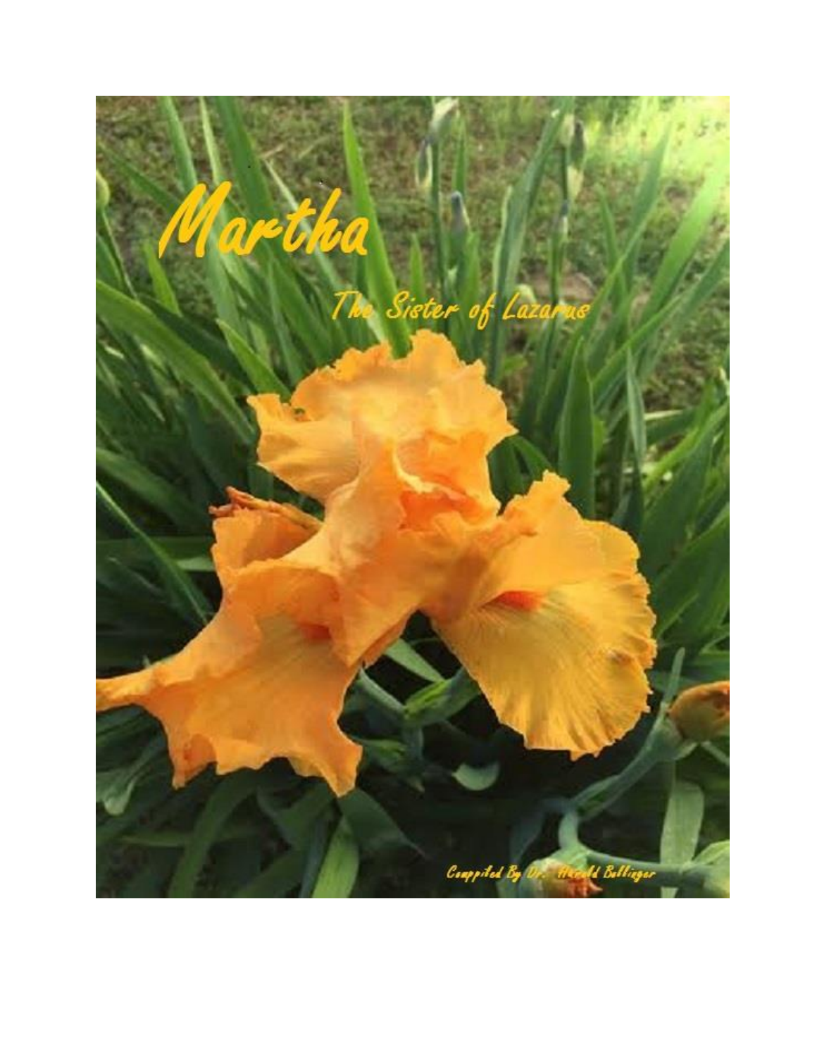# Martha

## The Sister of Lazarus

Compiled By Dr. Harold Bollinger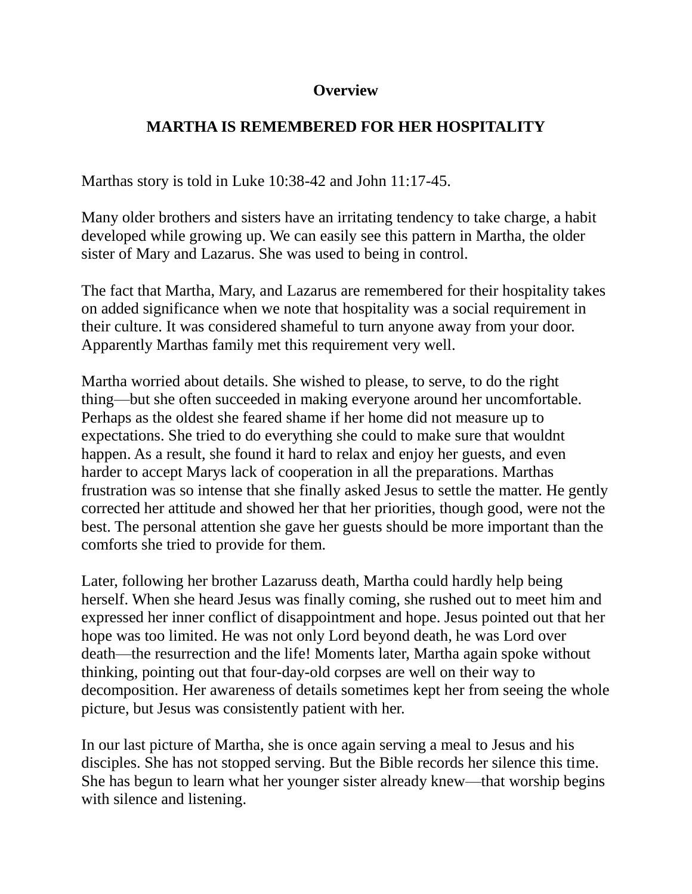**Overview**

**MARTHA IS REMEMBERED FOR HER HOSPITALITY**

Marthas story is told in Luke 10:38-42 and John 11:17-45.

Many older brothers and sisters have an irritating tendency to take charge, a habit developed while growing up. We can easily see this pattern in Martha, the older sister of Mary and Lazarus. She was used to being in control.

The fact that Martha, Mary, and Lazarus are remembered for their hospitality takes on added significance when we note that hospitality was a social requirement in their culture. It was considered shameful to turn anyone away from your door. Apparently Marthas family met this requirement very well.

Martha worried about details. She wished to please, to serve, to do the right thing—but she often succeeded in making everyone around her uncomfortable. Perhaps as the oldest she feared shame if her home did not measure up to expectations. She tried to do everything she could to make sure that wouldnt happen. As a result, she found it hard to relax and enjoy her guests, and even harder to accept Marys lack of cooperation in all the preparations. Marthas frustration was so intense that she finally asked Jesus to settle the matter. He gently corrected her attitude and showed her that her priorities, though good, were not the best. The personal attention she gave her guests should be more important than the comforts she tried to provide for them.

Later, following her brother Lazaruss death, Martha could hardly help being herself. When she heard Jesus was finally coming, she rushed out to meet him and expressed her inner conflict of disappointment and hope. Jesus pointed out that her hope was too limited. He was not only Lord beyond death, he was Lord over death—the resurrection and the life! Moments later, Martha again spoke without thinking, pointing out that four-day-old corpses are well on their way to decomposition. Her awareness of details sometimes kept her from seeing the whole picture, but Jesus was consistently patient with her.

In our last picture of Martha, she is once again serving a meal to Jesus and his disciples. She has not stopped serving. But the Bible records her silence this time. She has begun to learn what her younger sister already knew—that worship begins with silence and listening.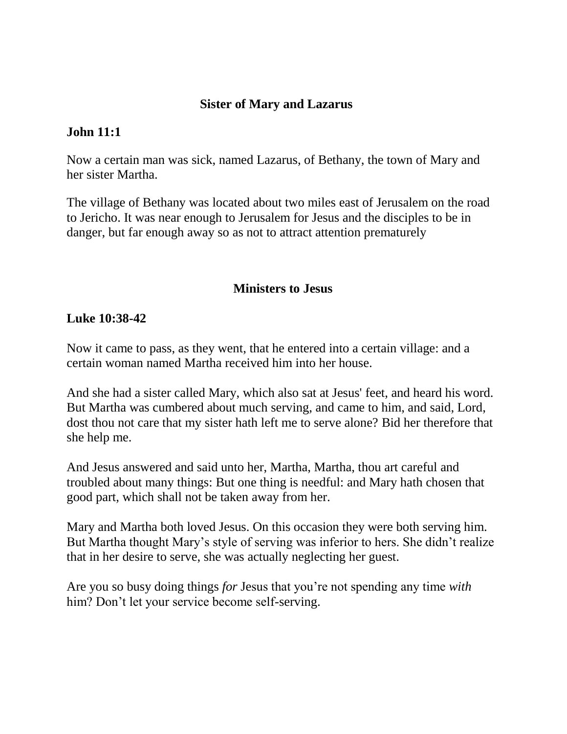### Sister of Mary and Lazarus

**John 11:1**

Now a certain man was sick, named Lazarus, of Bethany, the town of Mary and her sister Martha.

The village of Bethany was located about two miles east of Jerusalem on the road to Jericho. It was near enough to Jerusalem for Jesus and the disciples to be in danger, but far enough away so as not to attract attention prematurely

### Ministers to Jesus

**Luke 10:38-42**

Now it came to pass, as they went, that he entered into a certain village: and a certain woman named Martha received him into her house.

And she had a sister called Mary, which also sat at Jesus' feet, and heard his word. But Martha was cumbered about much serving, and came to him, and said, Lord, dost thou not care that my sister hath left me to serve alone? Bid her therefore that she help me.

And Jesus answered and said unto her, Martha, Martha, thou art careful and troubled about many things: But one thing is needful: and Mary hath chosen that good part, which shall not be taken away from her.

Mary and Martha both loved Jesus. On this occasion they were both serving him. But Martha thought Mary's style of serving was inferior to hers. She didn't realize that in her desire to serve, she was actually neglecting her guest.

Are you so busy doing things *for* Jesus that you're not spending any time *with* him? Don't let your service become self-serving.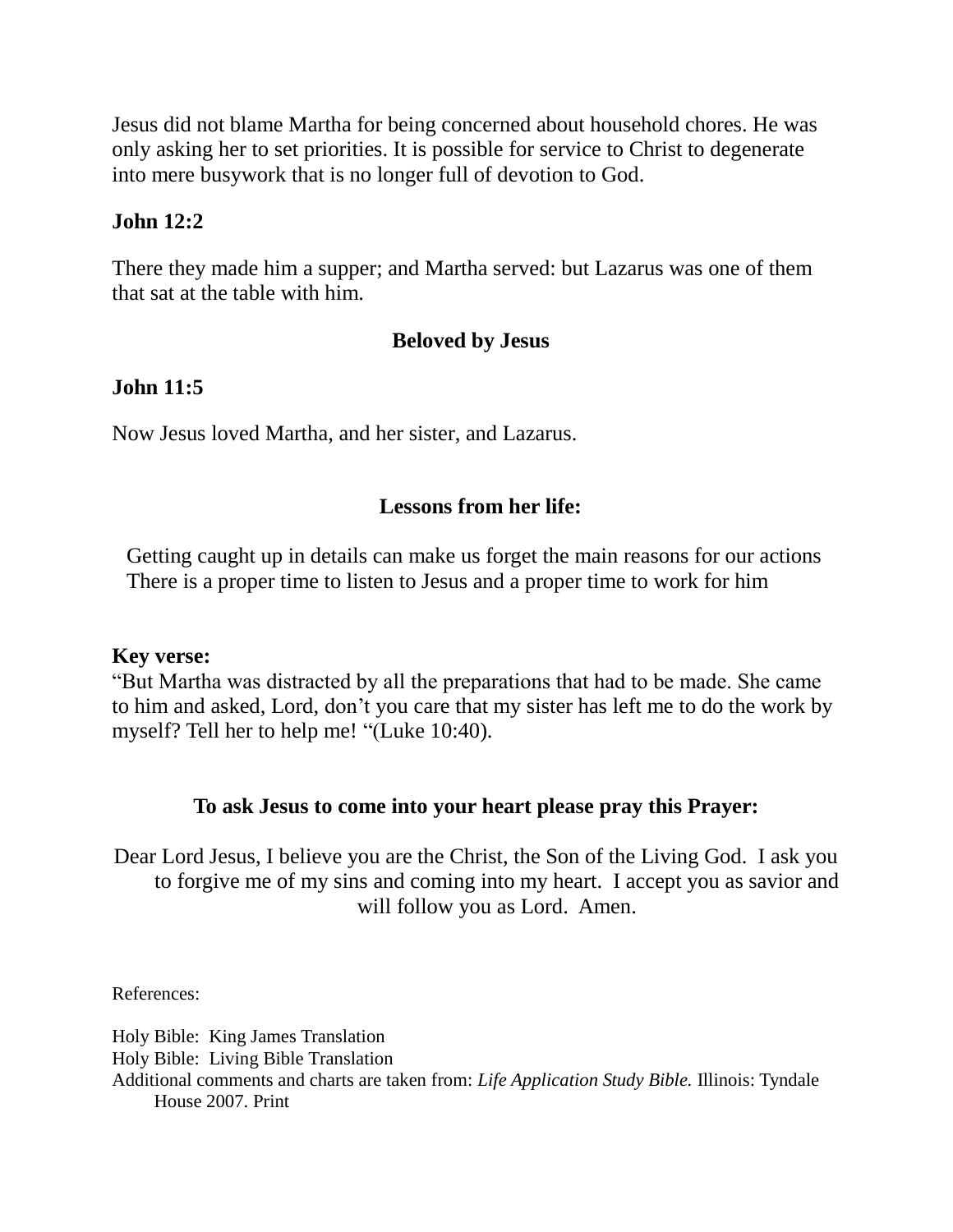Jesus did not blame Martha for being concerned about household chores. He was only asking her to set priorities. It is possible for service to Christ to degenerate into mere busywork that is no longer full of devotion to God.

**John 12:2**

There they made him a supper; and Martha served: but Lazarus was one of them that sat at the table with him.

**Beloved by Jesus**

**John 11:5**

Now Jesus loved Martha, and her sister, and Lazarus.

**Lessons from her life:**

Getting caught up in details can make us forget the main reasons for our actions
There is a proper time to listen to Jesus and a proper time to work for him

**Key verse:**
"But Martha was distracted by all the preparations that had to be made. She came to him and asked, Lord, don't you care that my sister has left me to do the work by myself? Tell her to help me! "(Luke 10:40).

**To ask Jesus to come into your heart please pray this Prayer:**

Dear Lord Jesus, I believe you are the Christ, the Son of the Living God. I ask you to forgive me of my sins and coming into my heart. I accept you as savior and will follow you as Lord. Amen.

References:

Holy Bible: King James Translation
Holy Bible: Living Bible Translation
Additional comments and charts are taken from: *Life Application Study Bible.* Illinois: Tyndale House 2007. Print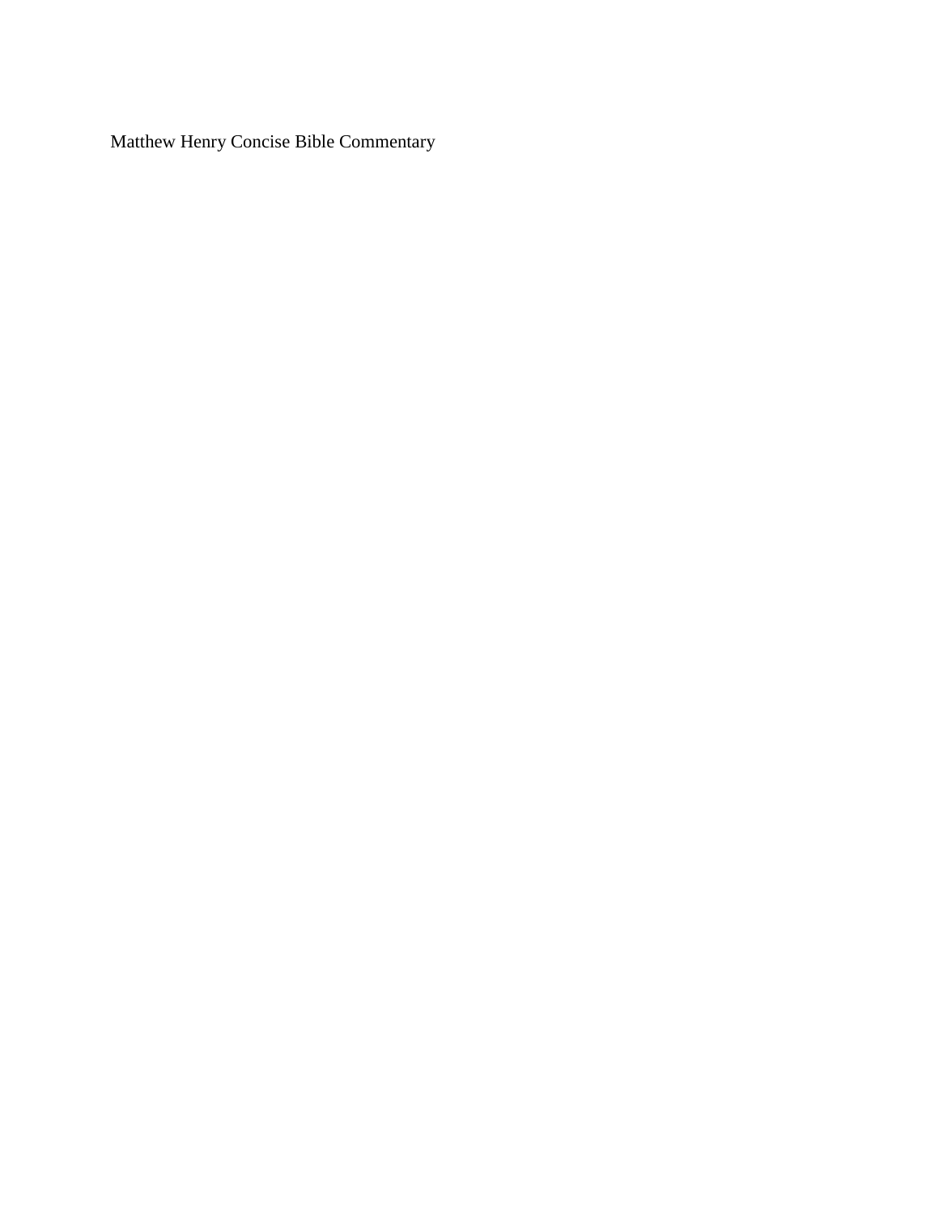Matthew Henry Concise Bible Commentary